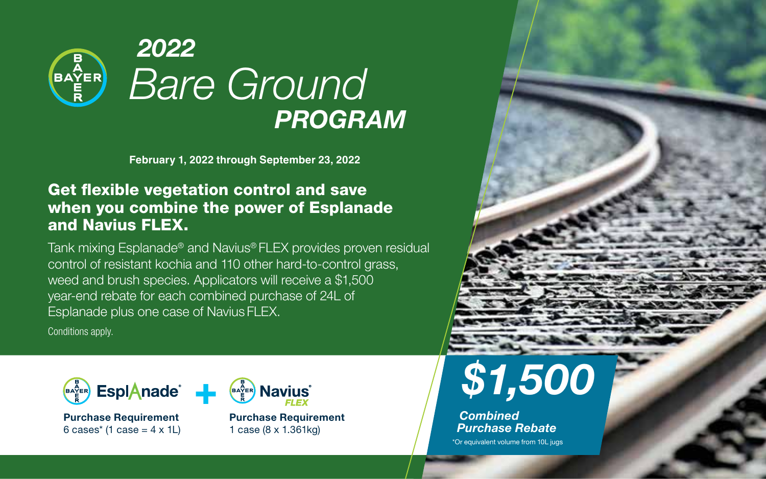# 2022 Bare Ground PROGRAM

**February 1, 2022 through September 23, 2022**

## Get flexible vegetation control and save when you combine the power of Esplanade and Navius FLEX.

Tank mixing Esplanade® and Navius® FLEX provides proven residual control of resistant kochia and 110 other hard-to-control grass, weed and brush species. Applicators will receive a $1,500 year-end rebate for each combined purchase of 24L of Esplanade plus one case of Navius FLEX.

Conditions apply.

**Esplanade®**

**Purchase Requirement**
6 cases* (1 case = 4 x 1L)

+

**Navius® FLEX**

**Purchase Requirement**
1 case (8 x 1.361kg)

# $1,500

***Combined Purchase Rebate***

*Or equivalent volume from 10L jugs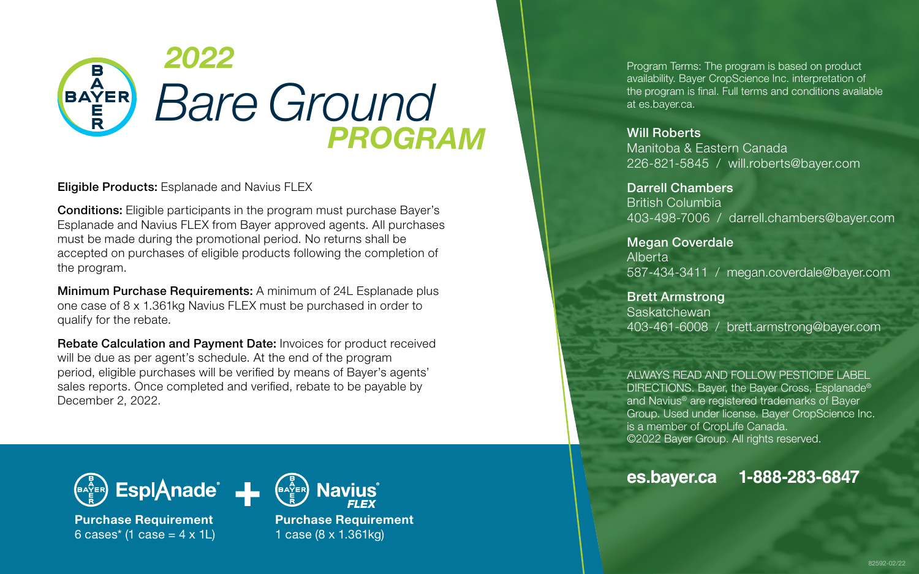# 2022 Bare Ground PROGRAM

**Eligible Products:** Esplanade and Navius FLEX

**Conditions:** Eligible participants in the program must purchase Bayer's Esplanade and Navius FLEX from Bayer approved agents. All purchases must be made during the promotional period. No returns shall be accepted on purchases of eligible products following the completion of the program.

**Minimum Purchase Requirements:** A minimum of 24L Esplanade plus one case of 8 x 1.361kg Navius FLEX must be purchased in order to qualify for the rebate.

**Rebate Calculation and Payment Date:** Invoices for product received will be due as per agent's schedule. At the end of the program period, eligible purchases will be verified by means of Bayer's agents' sales reports. Once completed and verified, rebate to be payable by December 2, 2022.

**Esplanade®**

**Purchase Requirement**
6 cases* (1 case = 4 x 1L)

+

**Navius® FLEX**

**Purchase Requirement**
1 case (8 x 1.361kg)

Program Terms: The program is based on product availability. Bayer CropScience Inc. interpretation of the program is final. Full terms and conditions available at es.bayer.ca.

**Will Roberts**
Manitoba & Eastern Canada
226-821-5845 / will.roberts@bayer.com

**Darrell Chambers**
British Columbia
403-498-7006 / darrell.chambers@bayer.com

**Megan Coverdale**
Alberta
587-434-3411 / megan.coverdale@bayer.com

**Brett Armstrong**
Saskatchewan
403-461-6008 / brett.armstrong@bayer.com

ALWAYS READ AND FOLLOW PESTICIDE LABEL DIRECTIONS. Bayer, the Bayer Cross, Esplanade® and Navius® are registered trademarks of Bayer Group. Used under license. Bayer CropScience Inc. is a member of CropLife Canada. ©2022 Bayer Group. All rights reserved.

**es.bayer.ca 1-888-283-6847**

82592-02/22